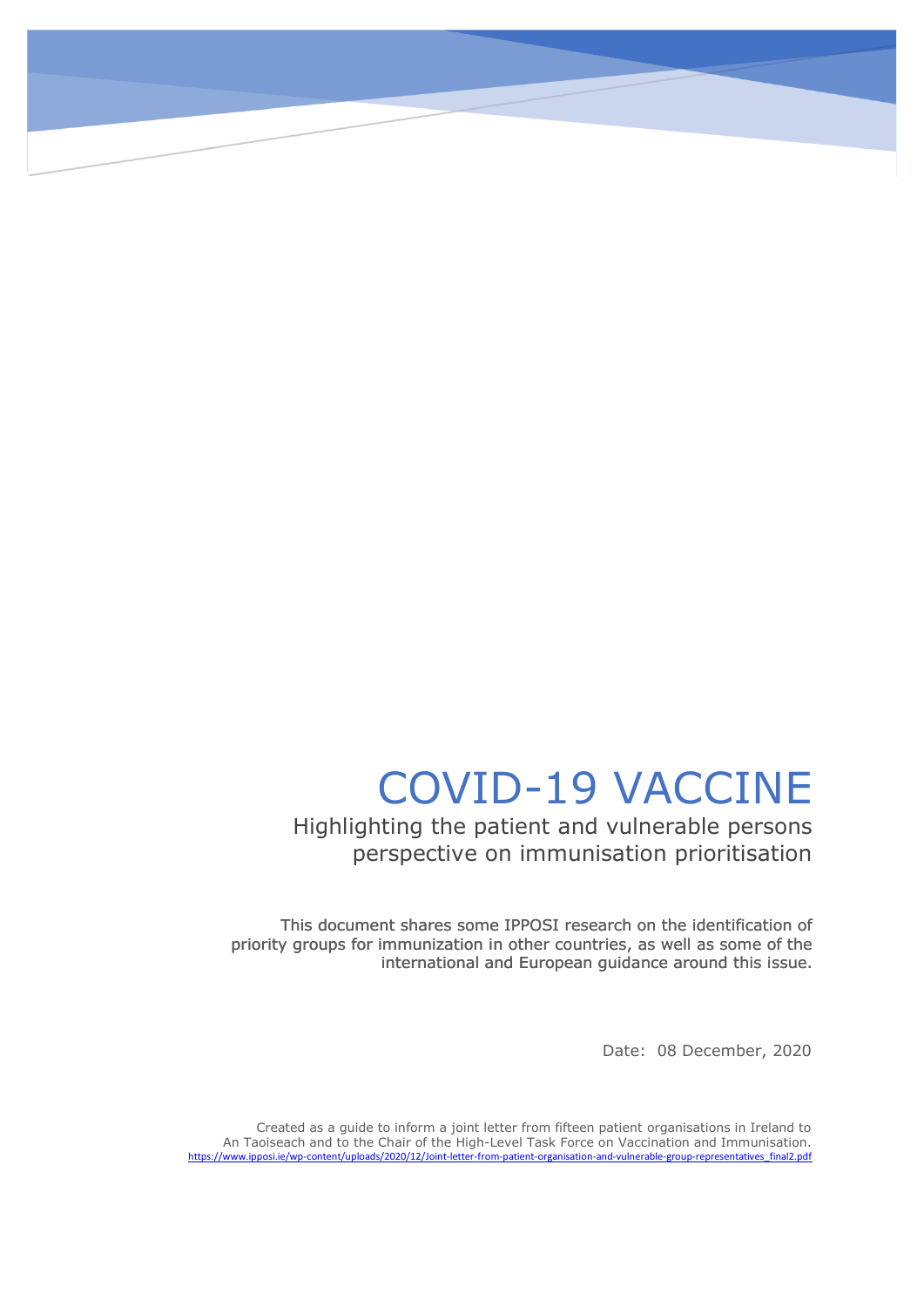# COVID-19 VACCINE

## Highlighting the patient and vulnerable persons perspective on immunisation prioritisation

This document shares some IPPOSI research on the identification of priority groups for immunization in other countries, as well as some of the international and European guidance around this issue.

Date: 08 December, 2020

Created as a guide to inform a joint letter from fifteen patient organisations in Ireland to An Taoiseach and to the Chair of the High-Level Task Force on Vaccination and Immunisation.
https://www.ipposi.ie/wp-content/uploads/2020/12/Joint-letter-from-patient-organisation-and-vulnerable-group-representatives_final2.pdf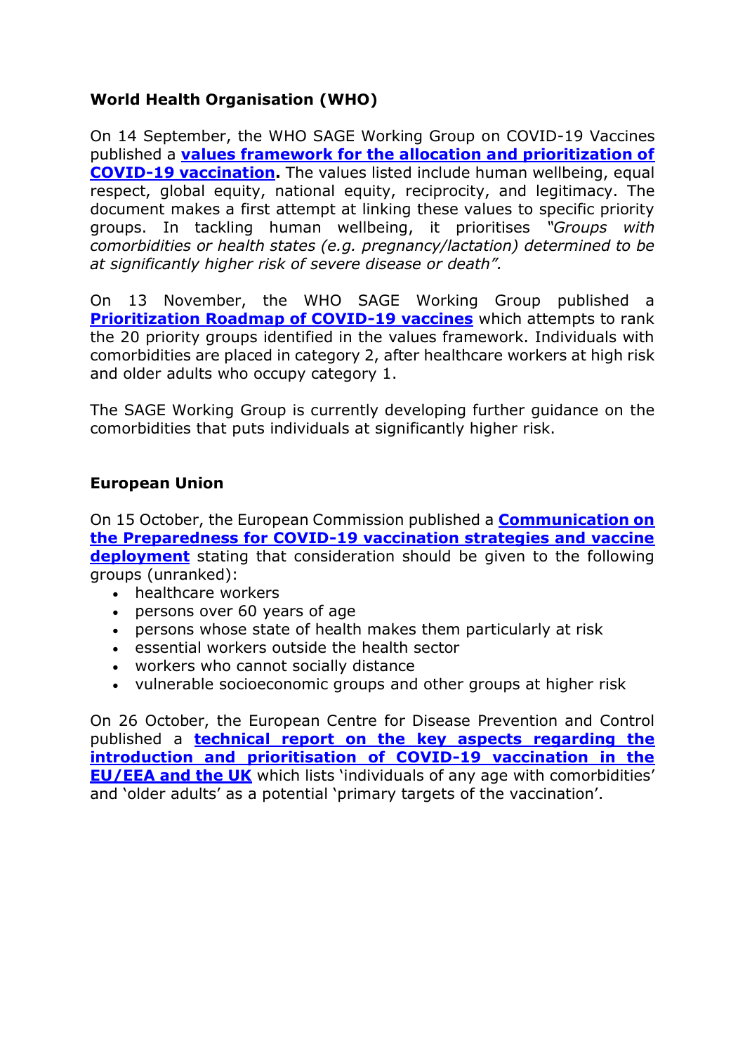**World Health Organisation (WHO)**

On 14 September, the WHO SAGE Working Group on COVID-19 Vaccines published a **values framework for the allocation and prioritization of COVID-19 vaccination.** The values listed include human wellbeing, equal respect, global equity, national equity, reciprocity, and legitimacy. The document makes a first attempt at linking these values to specific priority groups. In tackling human wellbeing, it prioritises *"Groups with comorbidities or health states (e.g. pregnancy/lactation) determined to be at significantly higher risk of severe disease or death".*

On 13 November, the WHO SAGE Working Group published a **Prioritization Roadmap of COVID-19 vaccines** which attempts to rank the 20 priority groups identified in the values framework. Individuals with comorbidities are placed in category 2, after healthcare workers at high risk and older adults who occupy category 1.

The SAGE Working Group is currently developing further guidance on the comorbidities that puts individuals at significantly higher risk.

**European Union**

On 15 October, the European Commission published a **Communication on the Preparedness for COVID-19 vaccination strategies and vaccine deployment** stating that consideration should be given to the following groups (unranked):

- healthcare workers
- persons over 60 years of age
- persons whose state of health makes them particularly at risk
- essential workers outside the health sector
- workers who cannot socially distance
- vulnerable socioeconomic groups and other groups at higher risk

On 26 October, the European Centre for Disease Prevention and Control published a **technical report on the key aspects regarding the introduction and prioritisation of COVID-19 vaccination in the EU/EEA and the UK** which lists 'individuals of any age with comorbidities' and 'older adults' as a potential 'primary targets of the vaccination'.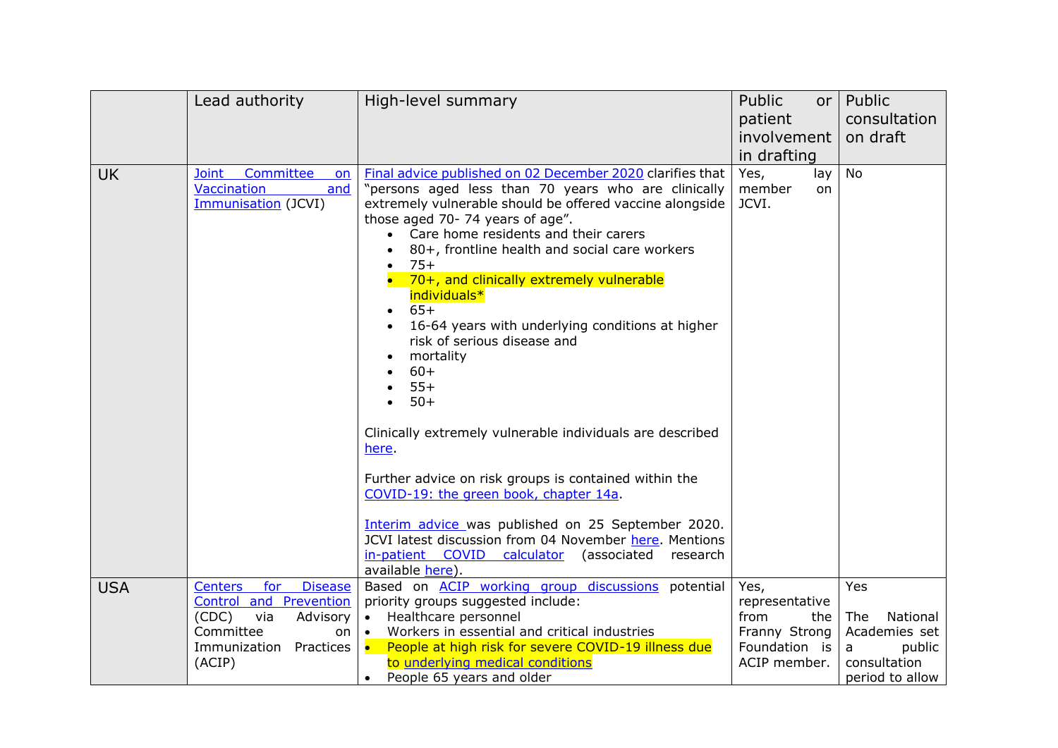| | Lead authority | High-level summary | Public or patient involvement in drafting | Public consultation on draft |
|---|---|---|---|---|
| UK | Joint Committee on Vaccination and Immunisation (JCVI) | Final advice published on 02 December 2020 clarifies that "persons aged less than 70 years who are clinically extremely vulnerable should be offered vaccine alongside those aged 70- 74 years of age".<br>• Care home residents and their carers<br>• 80+, frontline health and social care workers<br>• 75+<br>• 70+, and clinically extremely vulnerable individuals*<br>• 65+<br>• 16-64 years with underlying conditions at higher risk of serious disease and<br>• mortality<br>• 60+<br>• 55+<br>• 50+<br><br>Clinically extremely vulnerable individuals are described here.<br><br>Further advice on risk groups is contained within the COVID-19: the green book, chapter 14a.<br><br>Interim advice was published on 25 September 2020. JCVI latest discussion from 04 November here. Mentions in-patient COVID calculator (associated research available here). | Yes, lay member on JCVI. | No |
| USA | Centers for Disease Control and Prevention (CDC) via Advisory Committee on Immunization Practices (ACIP) | Based on ACIP working group discussions potential priority groups suggested include:<br>• Healthcare personnel<br>• Workers in essential and critical industries<br>• People at high risk for severe COVID-19 illness due to underlying medical conditions<br>• People 65 years and older | Yes, representative from the Franny Strong Foundation is ACIP member. | Yes<br><br>The National Academies set a public consultation period to allow |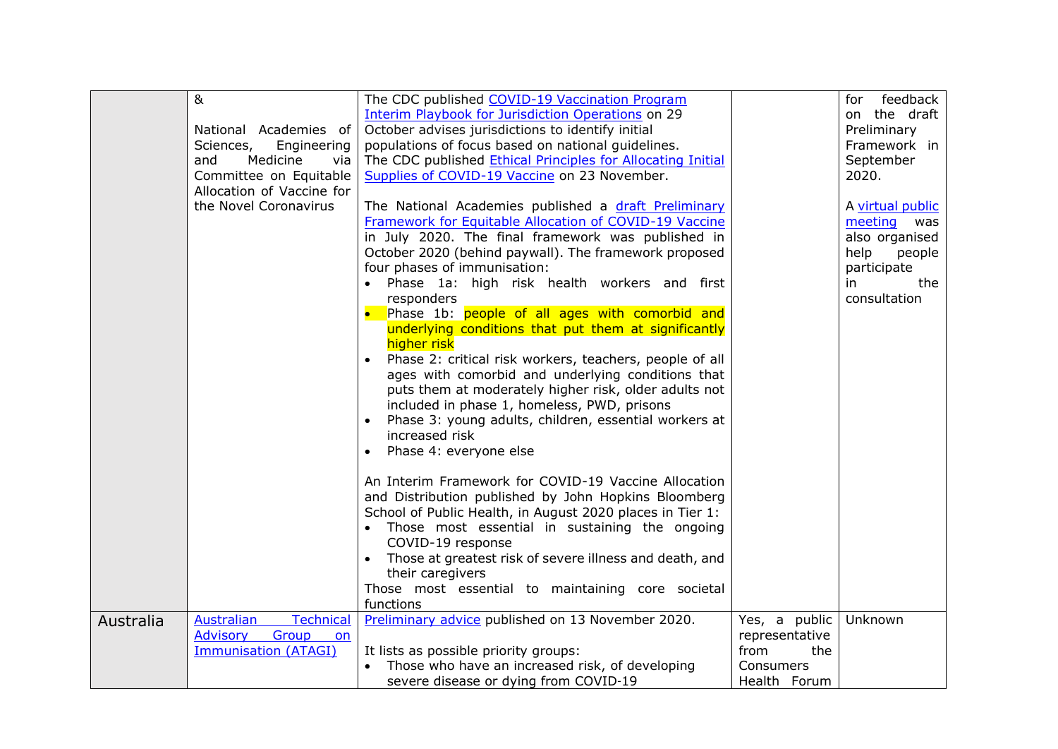| | | | | |
|---|---|---|---|---|
| | &<br><br>National Academies of Sciences, Engineering and Medicine via Committee on Equitable Allocation of Vaccine for the Novel Coronavirus | The CDC published COVID-19 Vaccination Program Interim Playbook for Jurisdiction Operations on 29 October advises jurisdictions to identify initial populations of focus based on national guidelines.<br>The CDC published Ethical Principles for Allocating Initial Supplies of COVID-19 Vaccine on 23 November.<br><br>The National Academies published a draft Preliminary Framework for Equitable Allocation of COVID-19 Vaccine in July 2020. The final framework was published in October 2020 (behind paywall). The framework proposed four phases of immunisation:<br>• Phase 1a: high risk health workers and first responders<br>• Phase 1b: people of all ages with comorbid and underlying conditions that put them at significantly higher risk<br>• Phase 2: critical risk workers, teachers, people of all ages with comorbid and underlying conditions that puts them at moderately higher risk, older adults not included in phase 1, homeless, PWD, prisons<br>• Phase 3: young adults, children, essential workers at increased risk<br>• Phase 4: everyone else<br><br>An Interim Framework for COVID-19 Vaccine Allocation and Distribution published by John Hopkins Bloomberg School of Public Health, in August 2020 places in Tier 1:<br>• Those most essential in sustaining the ongoing COVID-19 response<br>• Those at greatest risk of severe illness and death, and their caregivers<br>Those most essential to maintaining core societal functions | | for feedback on the draft Preliminary Framework in September 2020.<br><br>A virtual public meeting was also organised help people participate in the consultation |
| Australia | Australian Technical Advisory Group on Immunisation (ATAGI) | Preliminary advice published on 13 November 2020.<br><br>It lists as possible priority groups:<br>• Those who have an increased risk, of developing severe disease or dying from COVID-19 | Yes, a public representative from the Consumers Health Forum | Unknown |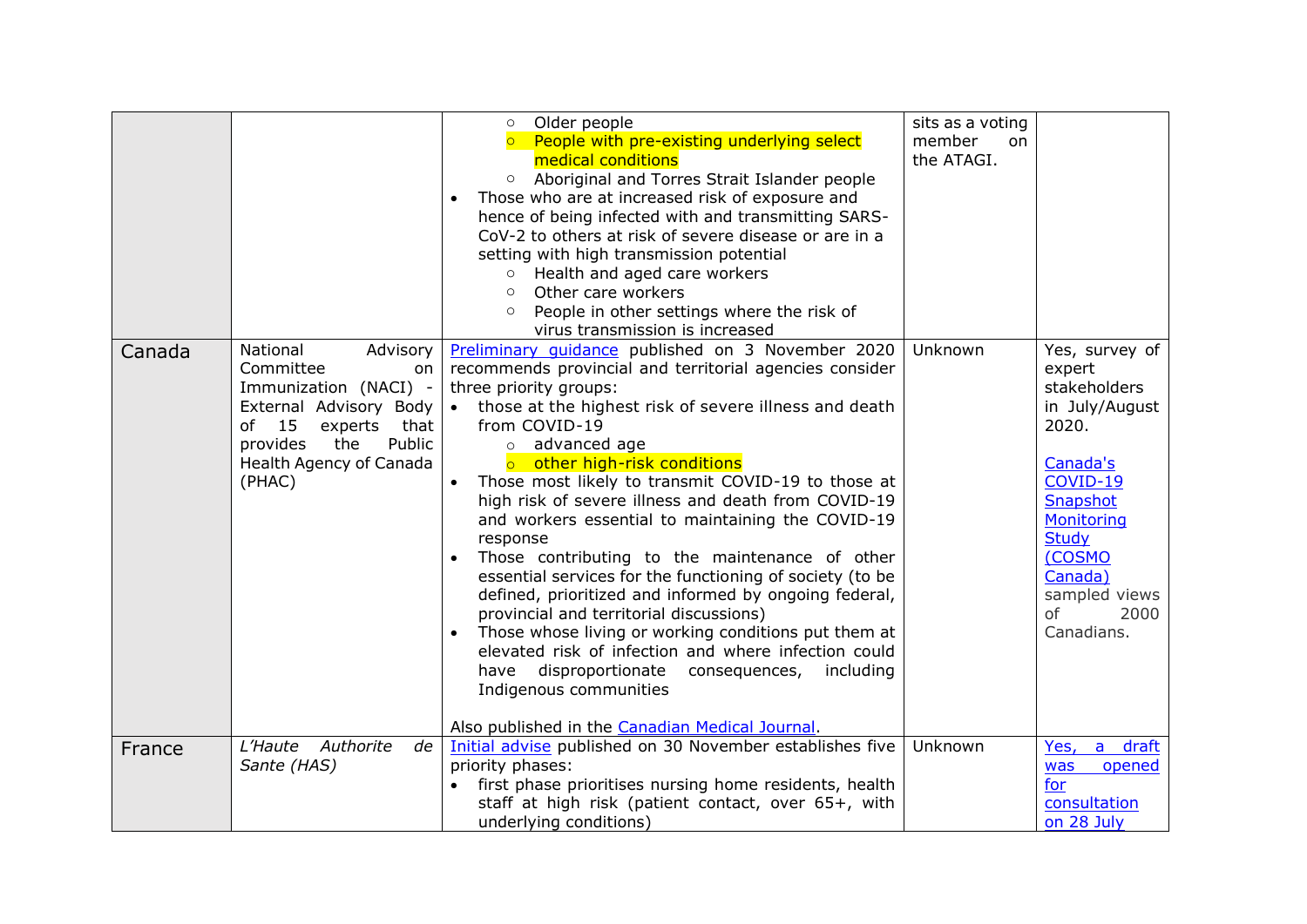| | | | | |
|---|---|---|---|---|
| | | ○ Older people<br>○ People with pre-existing underlying select medical conditions<br>○ Aboriginal and Torres Strait Islander people<br>• Those who are at increased risk of exposure and hence of being infected with and transmitting SARS-CoV-2 to others at risk of severe disease or are in a setting with high transmission potential<br>○ Health and aged care workers<br>○ Other care workers<br>○ People in other settings where the risk of virus transmission is increased | sits as a voting member on the ATAGI. | |
| Canada | National Advisory Committee on Immunization (NACI) - External Advisory Body of 15 experts that provides the Public Health Agency of Canada (PHAC) | Preliminary guidance published on 3 November 2020 recommends provincial and territorial agencies consider three priority groups:<br>• those at the highest risk of severe illness and death from COVID-19<br>○ advanced age<br>○ other high-risk conditions<br>• Those most likely to transmit COVID-19 to those at high risk of severe illness and death from COVID-19 and workers essential to maintaining the COVID-19 response<br>• Those contributing to the maintenance of other essential services for the functioning of society (to be defined, prioritized and informed by ongoing federal, provincial and territorial discussions)<br>• Those whose living or working conditions put them at elevated risk of infection and where infection could have disproportionate consequences, including Indigenous communities<br><br>Also published in the Canadian Medical Journal. | Unknown | Yes, survey of expert stakeholders in July/August 2020.<br><br>Canada's COVID-19 Snapshot Monitoring Study (COSMO Canada) sampled views of 2000 Canadians. |
| France | *L'Haute Authorite de Sante (HAS)* | Initial advise published on 30 November establishes five priority phases:<br>• first phase prioritises nursing home residents, health staff at high risk (patient contact, over 65+, with underlying conditions) | Unknown | Yes, a draft was opened for consultation on 28 July |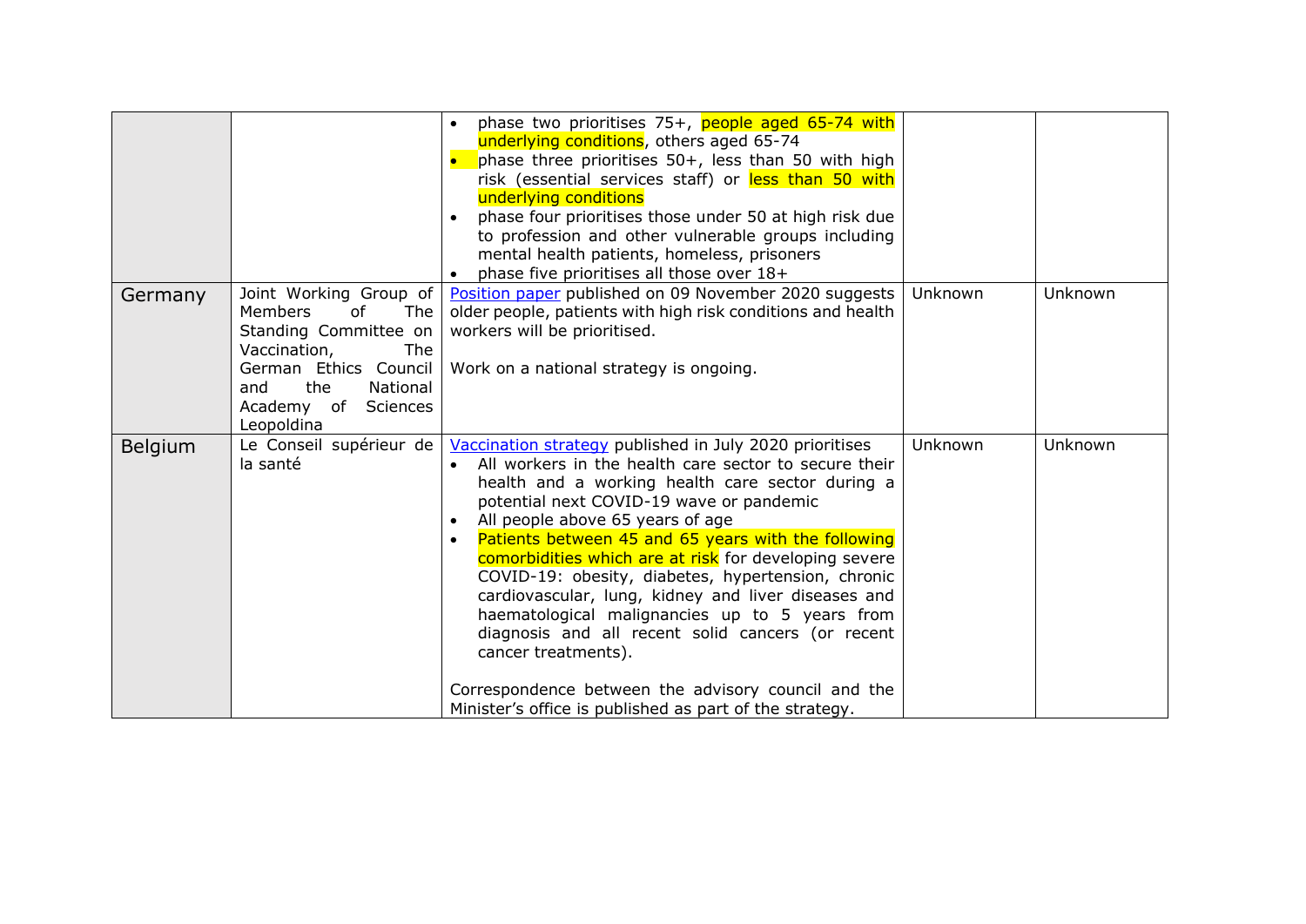| | | | | |
|---|---|---|---|---|
| | | • phase two prioritises 75+, people aged 65-74 with underlying conditions, others aged 65-74<br>• phase three prioritises 50+, less than 50 with high risk (essential services staff) or less than 50 with underlying conditions<br>• phase four prioritises those under 50 at high risk due to profession and other vulnerable groups including mental health patients, homeless, prisoners<br>• phase five prioritises all those over 18+ | | |
| Germany | Joint Working Group of Members of The Standing Committee on Vaccination, The German Ethics Council and the National Academy of Sciences Leopoldina | Position paper published on 09 November 2020 suggests older people, patients with high risk conditions and health workers will be prioritised.<br><br>Work on a national strategy is ongoing. | Unknown | Unknown |
| Belgium | Le Conseil supérieur de la santé | Vaccination strategy published in July 2020 prioritises<br>• All workers in the health care sector to secure their health and a working health care sector during a potential next COVID-19 wave or pandemic<br>• All people above 65 years of age<br>• Patients between 45 and 65 years with the following comorbidities which are at risk for developing severe COVID-19: obesity, diabetes, hypertension, chronic cardiovascular, lung, kidney and liver diseases and haematological malignancies up to 5 years from diagnosis and all recent solid cancers (or recent cancer treatments).<br><br>Correspondence between the advisory council and the Minister's office is published as part of the strategy. | Unknown | Unknown |